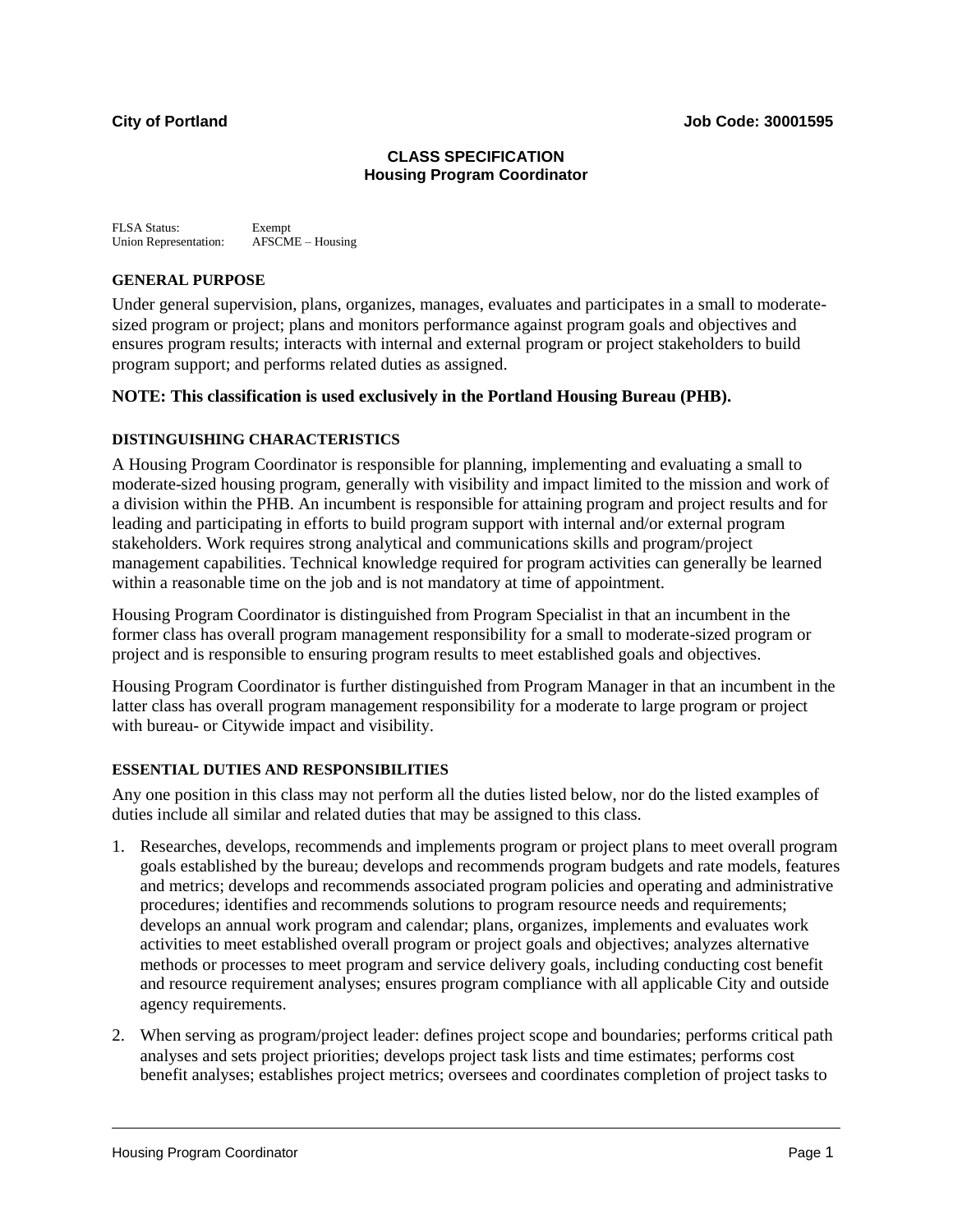**City of Portland** **Job Code: 30001595**

# CLASS SPECIFICATION
## Housing Program Coordinator

FLSA Status: Exempt
Union Representation: AFSCME – Housing

### GENERAL PURPOSE

Under general supervision, plans, organizes, manages, evaluates and participates in a small to moderate-sized program or project; plans and monitors performance against program goals and objectives and ensures program results; interacts with internal and external program or project stakeholders to build program support; and performs related duties as assigned.

**NOTE: This classification is used exclusively in the Portland Housing Bureau (PHB).**

### DISTINGUISHING CHARACTERISTICS

A Housing Program Coordinator is responsible for planning, implementing and evaluating a small to moderate-sized housing program, generally with visibility and impact limited to the mission and work of a division within the PHB. An incumbent is responsible for attaining program and project results and for leading and participating in efforts to build program support with internal and/or external program stakeholders. Work requires strong analytical and communications skills and program/project management capabilities. Technical knowledge required for program activities can generally be learned within a reasonable time on the job and is not mandatory at time of appointment.

Housing Program Coordinator is distinguished from Program Specialist in that an incumbent in the former class has overall program management responsibility for a small to moderate-sized program or project and is responsible to ensuring program results to meet established goals and objectives.

Housing Program Coordinator is further distinguished from Program Manager in that an incumbent in the latter class has overall program management responsibility for a moderate to large program or project with bureau- or Citywide impact and visibility.

### ESSENTIAL DUTIES AND RESPONSIBILITIES

Any one position in this class may not perform all the duties listed below, nor do the listed examples of duties include all similar and related duties that may be assigned to this class.

1. Researches, develops, recommends and implements program or project plans to meet overall program goals established by the bureau; develops and recommends program budgets and rate models, features and metrics; develops and recommends associated program policies and operating and administrative procedures; identifies and recommends solutions to program resource needs and requirements; develops an annual work program and calendar; plans, organizes, implements and evaluates work activities to meet established overall program or project goals and objectives; analyzes alternative methods or processes to meet program and service delivery goals, including conducting cost benefit and resource requirement analyses; ensures program compliance with all applicable City and outside agency requirements.

2. When serving as program/project leader: defines project scope and boundaries; performs critical path analyses and sets project priorities; develops project task lists and time estimates; performs cost benefit analyses; establishes project metrics; oversees and coordinates completion of project tasks to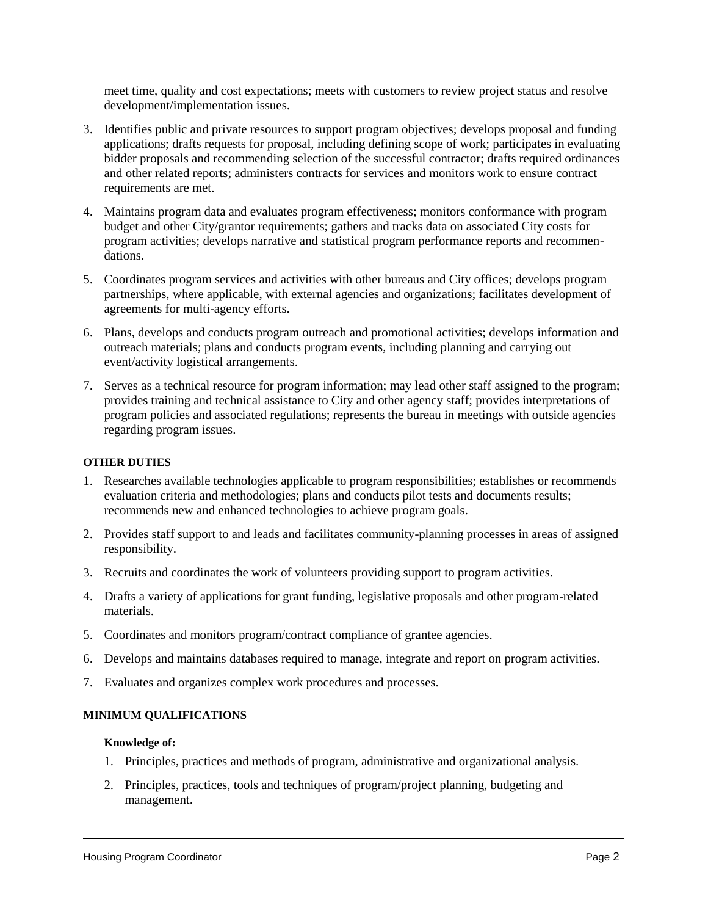meet time, quality and cost expectations; meets with customers to review project status and resolve development/implementation issues.

3. Identifies public and private resources to support program objectives; develops proposal and funding applications; drafts requests for proposal, including defining scope of work; participates in evaluating bidder proposals and recommending selection of the successful contractor; drafts required ordinances and other related reports; administers contracts for services and monitors work to ensure contract requirements are met.

4. Maintains program data and evaluates program effectiveness; monitors conformance with program budget and other City/grantor requirements; gathers and tracks data on associated City costs for program activities; develops narrative and statistical program performance reports and recommendations.

5. Coordinates program services and activities with other bureaus and City offices; develops program partnerships, where applicable, with external agencies and organizations; facilitates development of agreements for multi-agency efforts.

6. Plans, develops and conducts program outreach and promotional activities; develops information and outreach materials; plans and conducts program events, including planning and carrying out event/activity logistical arrangements.

7. Serves as a technical resource for program information; may lead other staff assigned to the program; provides training and technical assistance to City and other agency staff; provides interpretations of program policies and associated regulations; represents the bureau in meetings with outside agencies regarding program issues.

**OTHER DUTIES**

1. Researches available technologies applicable to program responsibilities; establishes or recommends evaluation criteria and methodologies; plans and conducts pilot tests and documents results; recommends new and enhanced technologies to achieve program goals.

2. Provides staff support to and leads and facilitates community-planning processes in areas of assigned responsibility.

3. Recruits and coordinates the work of volunteers providing support to program activities.

4. Drafts a variety of applications for grant funding, legislative proposals and other program-related materials.

5. Coordinates and monitors program/contract compliance of grantee agencies.

6. Develops and maintains databases required to manage, integrate and report on program activities.

7. Evaluates and organizes complex work procedures and processes.

**MINIMUM QUALIFICATIONS**

**Knowledge of:**

1. Principles, practices and methods of program, administrative and organizational analysis.

2. Principles, practices, tools and techniques of program/project planning, budgeting and management.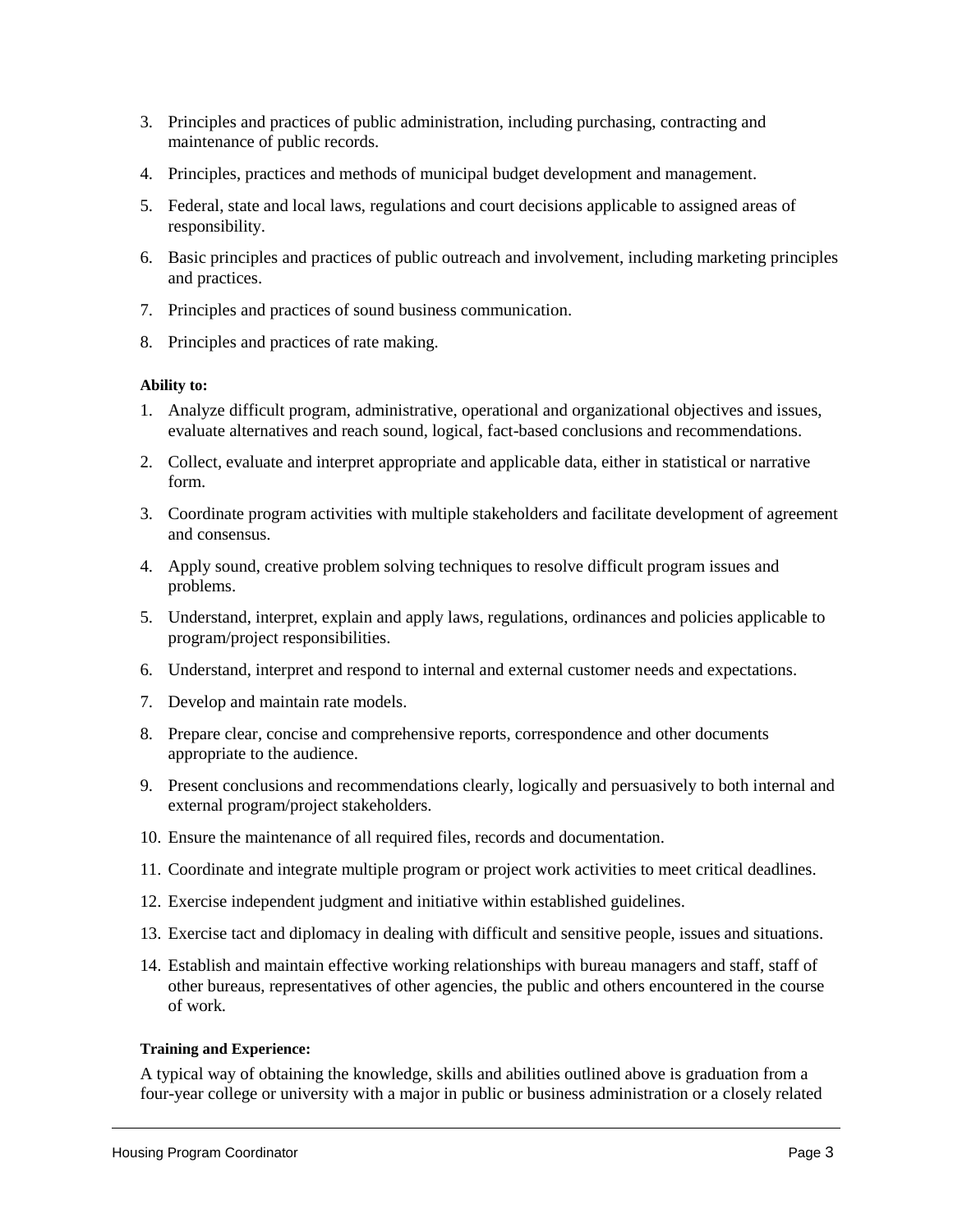3. Principles and practices of public administration, including purchasing, contracting and maintenance of public records.
4. Principles, practices and methods of municipal budget development and management.
5. Federal, state and local laws, regulations and court decisions applicable to assigned areas of responsibility.
6. Basic principles and practices of public outreach and involvement, including marketing principles and practices.
7. Principles and practices of sound business communication.
8. Principles and practices of rate making.

**Ability to:**

1. Analyze difficult program, administrative, operational and organizational objectives and issues, evaluate alternatives and reach sound, logical, fact-based conclusions and recommendations.
2. Collect, evaluate and interpret appropriate and applicable data, either in statistical or narrative form.
3. Coordinate program activities with multiple stakeholders and facilitate development of agreement and consensus.
4. Apply sound, creative problem solving techniques to resolve difficult program issues and problems.
5. Understand, interpret, explain and apply laws, regulations, ordinances and policies applicable to program/project responsibilities.
6. Understand, interpret and respond to internal and external customer needs and expectations.
7. Develop and maintain rate models.
8. Prepare clear, concise and comprehensive reports, correspondence and other documents appropriate to the audience.
9. Present conclusions and recommendations clearly, logically and persuasively to both internal and external program/project stakeholders.
10. Ensure the maintenance of all required files, records and documentation.
11. Coordinate and integrate multiple program or project work activities to meet critical deadlines.
12. Exercise independent judgment and initiative within established guidelines.
13. Exercise tact and diplomacy in dealing with difficult and sensitive people, issues and situations.
14. Establish and maintain effective working relationships with bureau managers and staff, staff of other bureaus, representatives of other agencies, the public and others encountered in the course of work.

**Training and Experience:**

A typical way of obtaining the knowledge, skills and abilities outlined above is graduation from a four-year college or university with a major in public or business administration or a closely related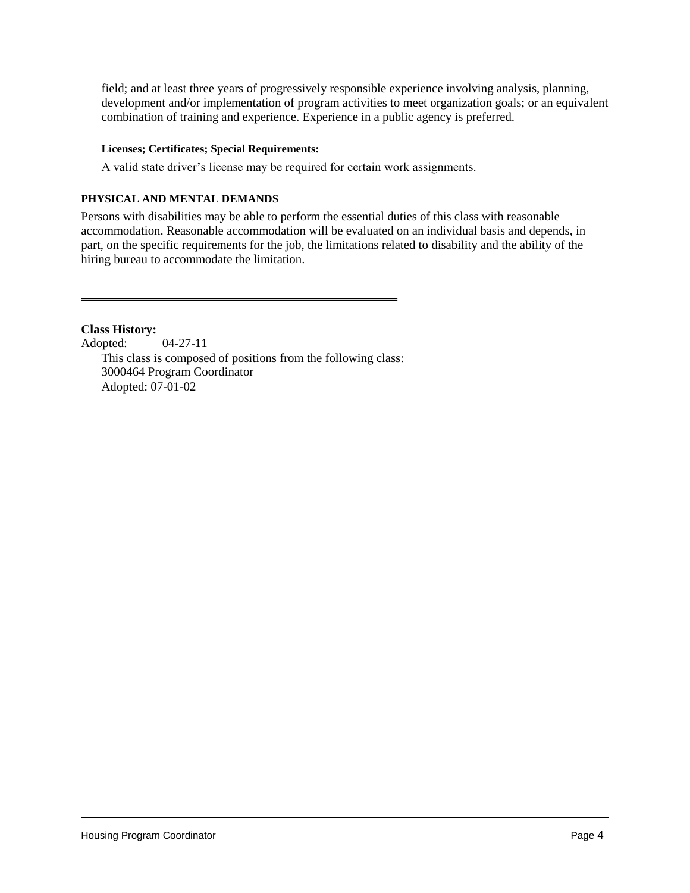field; and at least three years of progressively responsible experience involving analysis, planning, development and/or implementation of program activities to meet organization goals; or an equivalent combination of training and experience. Experience in a public agency is preferred.

**Licenses; Certificates; Special Requirements:**

A valid state driver's license may be required for certain work assignments.

### PHYSICAL AND MENTAL DEMANDS

Persons with disabilities may be able to perform the essential duties of this class with reasonable accommodation. Reasonable accommodation will be evaluated on an individual basis and depends, in part, on the specific requirements for the job, the limitations related to disability and the ability of the hiring bureau to accommodate the limitation.

---

**Class History:**

Adopted: 04-27-11

This class is composed of positions from the following class:
3000464 Program Coordinator
Adopted: 07-01-02